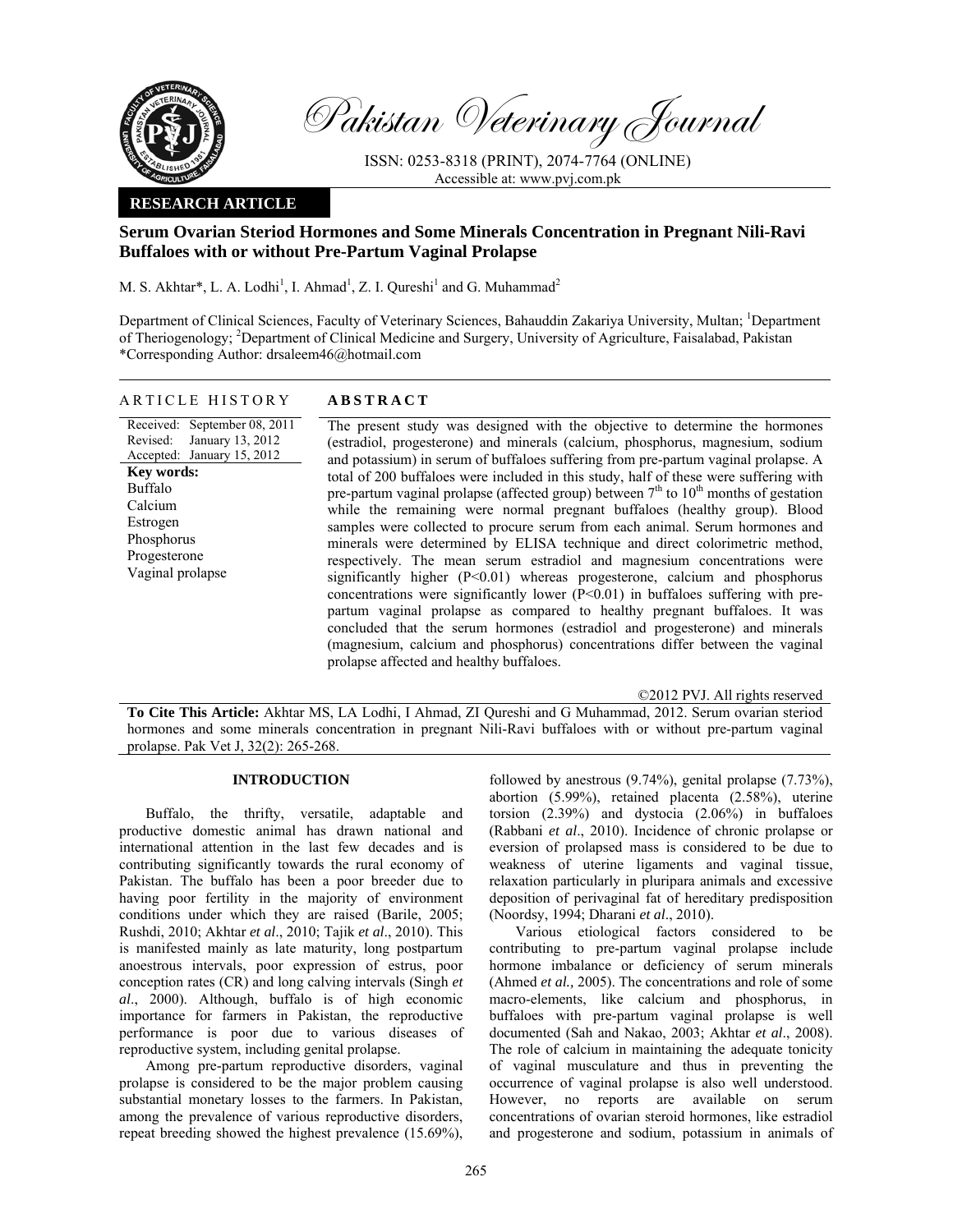Pakistan Veterinary Journal

ISSN: 0253-8318 (PRINT), 2074-7764 (ONLINE)
Accessible at: www.pvj.com.pk

**RESEARCH ARTICLE**

# Serum Ovarian Steriod Hormones and Some Minerals Concentration in Pregnant Nili-Ravi Buffaloes with or without Pre-Partum Vaginal Prolapse

M. S. Akhtar*, L. A. Lodhi[1], I. Ahmad[1], Z. I. Qureshi[1] and G. Muhammad[2]

Department of Clinical Sciences, Faculty of Veterinary Sciences, Bahauddin Zakariya University, Multan; [1]Department of Theriogenology; [2]Department of Clinical Medicine and Surgery, University of Agriculture, Faisalabad, Pakistan
*Corresponding Author: drsaleem46@hotmail.com

## ARTICLE HISTORY

Received: September 08, 2011
Revised: January 13, 2012
Accepted: January 15, 2012

**Key words:**
Buffalo
Calcium
Estrogen
Phosphorus
Progesterone
Vaginal prolapse

## ABSTRACT

The present study was designed with the objective to determine the hormones (estradiol, progesterone) and minerals (calcium, phosphorus, magnesium, sodium and potassium) in serum of buffaloes suffering from pre-partum vaginal prolapse. A total of 200 buffaloes were included in this study, half of these were suffering with pre-partum vaginal prolapse (affected group) between 7[th] to 10[th] months of gestation while the remaining were normal pregnant buffaloes (healthy group). Blood samples were collected to procure serum from each animal. Serum hormones and minerals were determined by ELISA technique and direct colorimetric method, respectively. The mean serum estradiol and magnesium concentrations were significantly higher ($P<0.01$) whereas progesterone, calcium and phosphorus concentrations were significantly lower ($P<0.01$) in buffaloes suffering with pre-partum vaginal prolapse as compared to healthy pregnant buffaloes. It was concluded that the serum hormones (estradiol and progesterone) and minerals (magnesium, calcium and phosphorus) concentrations differ between the vaginal prolapse affected and healthy buffaloes.

©2012 PVJ. All rights reserved

**To Cite This Article:** Akhtar MS, LA Lodhi, I Ahmad, ZI Qureshi and G Muhammad, 2012. Serum ovarian steriod hormones and some minerals concentration in pregnant Nili-Ravi buffaloes with or without pre-partum vaginal prolapse. Pak Vet J, 32(2): 265-268.

## INTRODUCTION

Buffalo, the thrifty, versatile, adaptable and productive domestic animal has drawn national and international attention in the last few decades and is contributing significantly towards the rural economy of Pakistan. The buffalo has been a poor breeder due to having poor fertility in the majority of environment conditions under which they are raised (Barile, 2005; Rushdi, 2010; Akhtar *et al*., 2010; Tajik *et al*., 2010). This is manifested mainly as late maturity, long postpartum anoestrous intervals, poor expression of estrus, poor conception rates (CR) and long calving intervals (Singh *et al*., 2000). Although, buffalo is of high economic importance for farmers in Pakistan, the reproductive performance is poor due to various diseases of reproductive system, including genital prolapse.

Among pre-partum reproductive disorders, vaginal prolapse is considered to be the major problem causing substantial monetary losses to the farmers. In Pakistan, among the prevalence of various reproductive disorders, repeat breeding showed the highest prevalence (15.69%), followed by anestrous (9.74%), genital prolapse (7.73%), abortion (5.99%), retained placenta (2.58%), uterine torsion (2.39%) and dystocia (2.06%) in buffaloes (Rabbani *et al*., 2010). Incidence of chronic prolapse or eversion of prolapsed mass is considered to be due to weakness of uterine ligaments and vaginal tissue, relaxation particularly in pluripara animals and excessive deposition of perivaginal fat of hereditary predisposition (Noordsy, 1994; Dharani *et al*., 2010).

Various etiological factors considered to be contributing to pre-partum vaginal prolapse include hormone imbalance or deficiency of serum minerals (Ahmed *et al.,* 2005). The concentrations and role of some macro-elements, like calcium and phosphorus, in buffaloes with pre-partum vaginal prolapse is well documented (Sah and Nakao, 2003; Akhtar *et al*., 2008). The role of calcium in maintaining the adequate tonicity of vaginal musculature and thus in preventing the occurrence of vaginal prolapse is also well understood. However, no reports are available on serum concentrations of ovarian steroid hormones, like estradiol and progesterone and sodium, potassium in animals of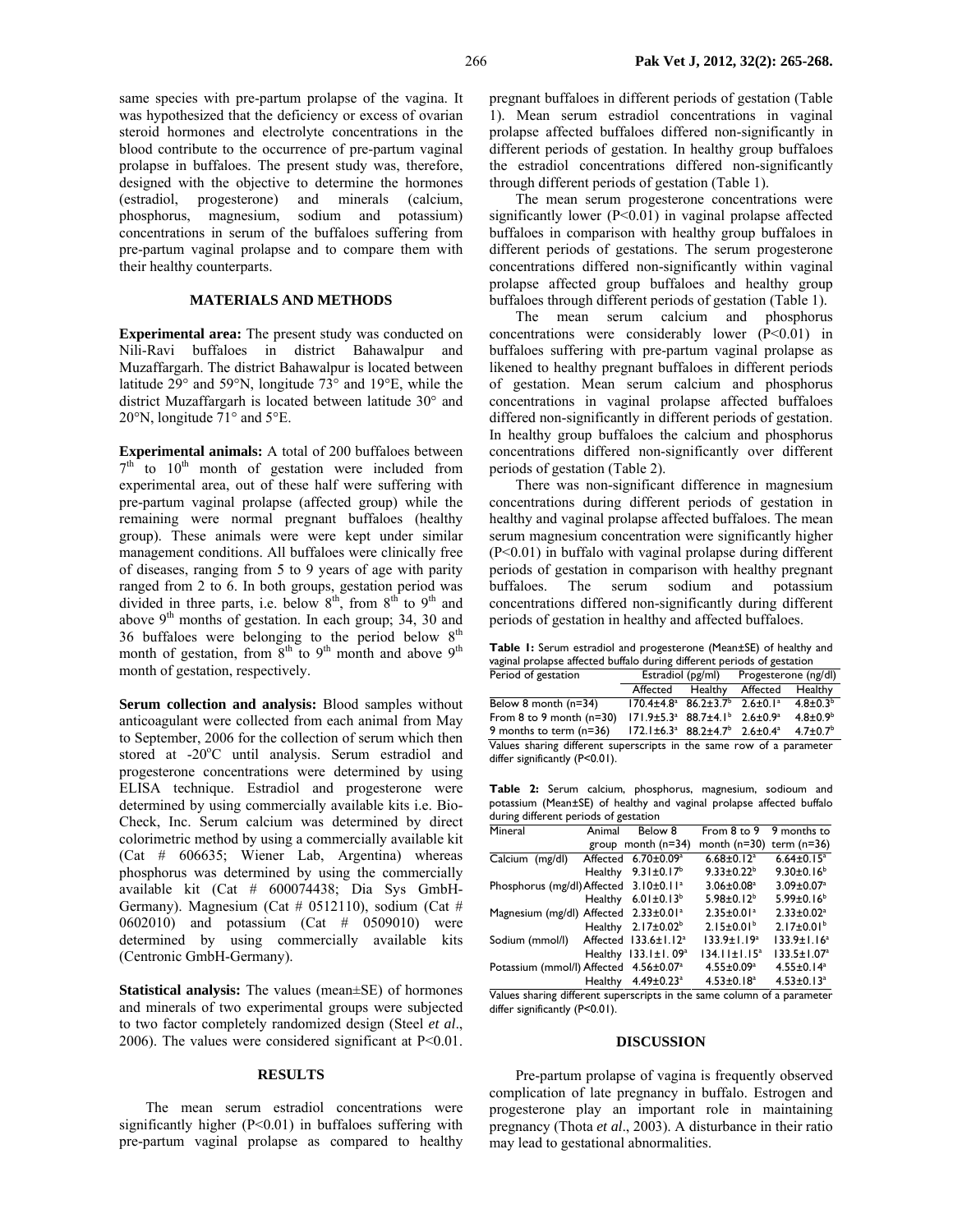same species with pre-partum prolapse of the vagina. It was hypothesized that the deficiency or excess of ovarian steroid hormones and electrolyte concentrations in the blood contribute to the occurrence of pre-partum vaginal prolapse in buffaloes. The present study was, therefore, designed with the objective to determine the hormones (estradiol, progesterone) and minerals (calcium, phosphorus, magnesium, sodium and potassium) concentrations in serum of the buffaloes suffering from pre-partum vaginal prolapse and to compare them with their healthy counterparts.

## MATERIALS AND METHODS

**Experimental area:** The present study was conducted on Nili-Ravi buffaloes in district Bahawalpur and Muzaffargarh. The district Bahawalpur is located between latitude 29° and 59°N, longitude 73° and 19°E, while the district Muzaffargarh is located between latitude 30° and 20°N, longitude 71° and 5°E.

**Experimental animals:** A total of 200 buffaloes between 7th to 10th month of gestation were included from experimental area, out of these half were suffering with pre-partum vaginal prolapse (affected group) while the remaining were normal pregnant buffaloes (healthy group). These animals were were kept under similar management conditions. All buffaloes were clinically free of diseases, ranging from 5 to 9 years of age with parity ranged from 2 to 6. In both groups, gestation period was divided in three parts, i.e. below 8th, from 8th to 9th and above 9th months of gestation. In each group; 34, 30 and 36 buffaloes were belonging to the period below 8th month of gestation, from 8th to 9th month and above 9th month of gestation, respectively.

**Serum collection and analysis:** Blood samples without anticoagulant were collected from each animal from May to September, 2006 for the collection of serum which then stored at -20°C until analysis. Serum estradiol and progesterone concentrations were determined by using ELISA technique. Estradiol and progesterone were determined by using commercially available kits i.e. Bio-Check, Inc. Serum calcium was determined by direct colorimetric method by using a commercially available kit (Cat # 606635; Wiener Lab, Argentina) whereas phosphorus was determined by using the commercially available kit (Cat # 600074438; Dia Sys GmbH-Germany). Magnesium (Cat # 0512110), sodium (Cat # 0602010) and potassium (Cat # 0509010) were determined by using commercially available kits (Centronic GmbH-Germany).

**Statistical analysis:** The values (mean±SE) of hormones and minerals of two experimental groups were subjected to two factor completely randomized design (Steel *et al*., 2006). The values were considered significant at P<0.01.

## RESULTS

The mean serum estradiol concentrations were significantly higher (P<0.01) in buffaloes suffering with pre-partum vaginal prolapse as compared to healthy pregnant buffaloes in different periods of gestation (Table 1). Mean serum estradiol concentrations in vaginal prolapse affected buffaloes differed non-significantly in different periods of gestation. In healthy group buffaloes the estradiol concentrations differed non-significantly through different periods of gestation (Table 1).

The mean serum progesterone concentrations were significantly lower (P<0.01) in vaginal prolapse affected buffaloes in comparison with healthy group buffaloes in different periods of gestations. The serum progesterone concentrations differed non-significantly within vaginal prolapse affected group buffaloes and healthy group buffaloes through different periods of gestation (Table 1).

The mean serum calcium and phosphorus concentrations were considerably lower (P<0.01) in buffaloes suffering with pre-partum vaginal prolapse as likened to healthy pregnant buffaloes in different periods of gestation. Mean serum calcium and phosphorus concentrations in vaginal prolapse affected buffaloes differed non-significantly in different periods of gestation. In healthy group buffaloes the calcium and phosphorus concentrations differed non-significantly over different periods of gestation (Table 2).

There was non-significant difference in magnesium concentrations during different periods of gestation in healthy and vaginal prolapse affected buffaloes. The mean serum magnesium concentration were significantly higher (P<0.01) in buffalo with vaginal prolapse during different periods of gestation in comparison with healthy pregnant buffaloes. The serum sodium and potassium concentrations differed non-significantly during different periods of gestation in healthy and affected buffaloes.

**Table 1:** Serum estradiol and progesterone (Mean±SE) of healthy and vaginal prolapse affected buffalo during different periods of gestation

| Period of gestation | Estradiol (pg/ml) | | Progesterone (ng/dl) | |
|---|---|---|---|---|
| | Affected | Healthy | Affected | Healthy |
| Below 8 month (n=34) | 170.4±4.8[a] | 86.2±3.7[b] | 2.6±0.1[a] | 4.8±0.3[b] |
| From 8 to 9 month (n=30) | 171.9±5.3[a] | 88.7±4.1[b] | 2.6±0.9[a] | 4.8±0.9[b] |
| 9 months to term (n=36) | 172.1±6.3[a] | 88.2±4.7[b] | 2.6±0.4[a] | 4.7±0.7[b] |

Values sharing different superscripts in the same row of a parameter differ significantly (P<0.01).

**Table 2:** Serum calcium, phosphorus, magnesium, sodioum and potassium (Mean±SE) of healthy and vaginal prolapse affected buffalo during different periods of gestation

| Mineral | Animal group | Below 8 month (n=34) | From 8 to 9 month (n=30) | 9 months to term (n=36) |
|---|---|---|---|---|
| Calcium (mg/dl) | Affected | 6.70±0.09[a] | 6.68±0.12[a] | 6.64±0.15[a] |
| | Healthy | 9.31±0.17[b] | 9.33±0.22[b] | 9.30±0.16[b] |
| Phosphorus (mg/dl) | Affected | 3.10±0.11[a] | 3.06±0.08[a] | 3.09±0.07[a] |
| | Healthy | 6.01±0.13[b] | 5.98±0.12[b] | 5.99±0.16[b] |
| Magnesium (mg/dl) | Affected | 2.33±0.01[a] | 2.35±0.01[a] | 2.33±0.02[a] |
| | Healthy | 2.17±0.02[b] | 2.15±0.01[b] | 2.17±0.01[b] |
| Sodium (mmol/l) | Affected | 133.6±1.12[a] | 133.9±1.19[a] | 133.9±1.16[a] |
| | Healthy | 133.1±1. 09[a] | 134.11±1.15[a] | 133.5±1.07[a] |
| Potassium (mmol/l) | Affected | 4.56±0.07[a] | 4.55±0.09[a] | 4.55±0.14[a] |
| | Healthy | 4.49±0.23[a] | 4.53±0.18[a] | 4.53±0.13[a] |

Values sharing different superscripts in the same column of a parameter differ significantly (P<0.01).

## DISCUSSION

Pre-partum prolapse of vagina is frequently observed complication of late pregnancy in buffalo. Estrogen and progesterone play an important role in maintaining pregnancy (Thota *et al*., 2003). A disturbance in their ratio may lead to gestational abnormalities.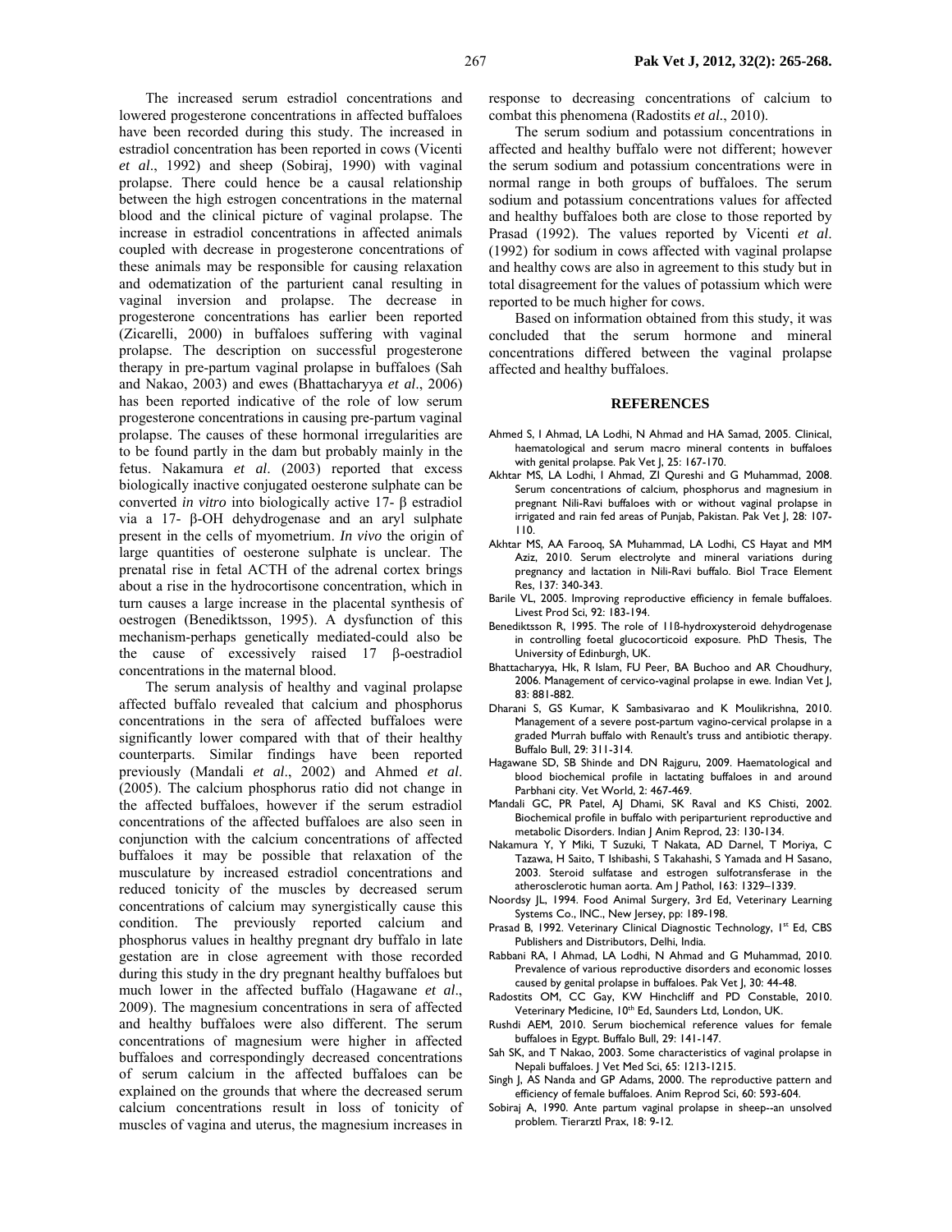The increased serum estradiol concentrations and lowered progesterone concentrations in affected buffaloes have been recorded during this study. The increased in estradiol concentration has been reported in cows (Vicenti *et al*., 1992) and sheep (Sobiraj, 1990) with vaginal prolapse. There could hence be a causal relationship between the high estrogen concentrations in the maternal blood and the clinical picture of vaginal prolapse. The increase in estradiol concentrations in affected animals coupled with decrease in progesterone concentrations of these animals may be responsible for causing relaxation and odematization of the parturient canal resulting in vaginal inversion and prolapse. The decrease in progesterone concentrations has earlier been reported (Zicarelli, 2000) in buffaloes suffering with vaginal prolapse. The description on successful progesterone therapy in pre-partum vaginal prolapse in buffaloes (Sah and Nakao, 2003) and ewes (Bhattacharyya *et al*., 2006) has been reported indicative of the role of low serum progesterone concentrations in causing pre-partum vaginal prolapse. The causes of these hormonal irregularities are to be found partly in the dam but probably mainly in the fetus. Nakamura *et al*. (2003) reported that excess biologically inactive conjugated oesterone sulphate can be converted *in vitro* into biologically active 17- β estradiol via a 17- β-OH dehydrogenase and an aryl sulphate present in the cells of myometrium. *In vivo* the origin of large quantities of oesterone sulphate is unclear. The prenatal rise in fetal ACTH of the adrenal cortex brings about a rise in the hydrocortisone concentration, which in turn causes a large increase in the placental synthesis of oestrogen (Benediktsson, 1995). A dysfunction of this mechanism-perhaps genetically mediated-could also be the cause of excessively raised 17 β-oestradiol concentrations in the maternal blood.

The serum analysis of healthy and vaginal prolapse affected buffalo revealed that calcium and phosphorus concentrations in the sera of affected buffaloes were significantly lower compared with that of their healthy counterparts. Similar findings have been reported previously (Mandali *et al*., 2002) and Ahmed *et al*. (2005). The calcium phosphorus ratio did not change in the affected buffaloes, however if the serum estradiol concentrations of the affected buffaloes are also seen in conjunction with the calcium concentrations of affected buffaloes it may be possible that relaxation of the musculature by increased estradiol concentrations and reduced tonicity of the muscles by decreased serum concentrations of calcium may synergistically cause this condition. The previously reported calcium and phosphorus values in healthy pregnant dry buffalo in late gestation are in close agreement with those recorded during this study in the dry pregnant healthy buffaloes but much lower in the affected buffalo (Hagawane *et al*., 2009). The magnesium concentrations in sera of affected and healthy buffaloes were also different. The serum concentrations of magnesium were higher in affected buffaloes and correspondingly decreased concentrations of serum calcium in the affected buffaloes can be explained on the grounds that where the decreased serum calcium concentrations result in loss of tonicity of muscles of vagina and uterus, the magnesium increases in response to decreasing concentrations of calcium to combat this phenomena (Radostits *et al*., 2010).

The serum sodium and potassium concentrations in affected and healthy buffalo were not different; however the serum sodium and potassium concentrations were in normal range in both groups of buffaloes. The serum sodium and potassium concentrations values for affected and healthy buffaloes both are close to those reported by Prasad (1992). The values reported by Vicenti *et al*. (1992) for sodium in cows affected with vaginal prolapse and healthy cows are also in agreement to this study but in total disagreement for the values of potassium which were reported to be much higher for cows.

Based on information obtained from this study, it was concluded that the serum hormone and mineral concentrations differed between the vaginal prolapse affected and healthy buffaloes.

## REFERENCES

Ahmed S, I Ahmad, LA Lodhi, N Ahmad and HA Samad, 2005. Clinical, haematological and serum macro mineral contents in buffaloes with genital prolapse. Pak Vet J, 25: 167-170.

Akhtar MS, LA Lodhi, I Ahmad, ZI Qureshi and G Muhammad, 2008. Serum concentrations of calcium, phosphorus and magnesium in pregnant Nili-Ravi buffaloes with or without vaginal prolapse in irrigated and rain fed areas of Punjab, Pakistan. Pak Vet J, 28: 107-110.

Akhtar MS, AA Farooq, SA Muhammad, LA Lodhi, CS Hayat and MM Aziz, 2010. Serum electrolyte and mineral variations during pregnancy and lactation in Nili-Ravi buffalo. Biol Trace Element Res, 137: 340-343.

Barile VL, 2005. Improving reproductive efficiency in female buffaloes. Livest Prod Sci, 92: 183-194.

Benediktsson R, 1995. The role of 11ß-hydroxysteroid dehydrogenase in controlling foetal glucocorticoid exposure. PhD Thesis, The University of Edinburgh, UK.

Bhattacharyya, Hk, R Islam, FU Peer, BA Buchoo and AR Choudhury, 2006. Management of cervico-vaginal prolapse in ewe. Indian Vet J, 83: 881-882.

Dharani S, GS Kumar, K Sambasivarao and K Moulikrishna, 2010. Management of a severe post-partum vagino-cervical prolapse in a graded Murrah buffalo with Renault's truss and antibiotic therapy. Buffalo Bull, 29: 311-314.

Hagawane SD, SB Shinde and DN Rajguru, 2009. Haematological and blood biochemical profile in lactating buffaloes in and around Parbhani city. Vet World, 2: 467-469.

Mandali GC, PR Patel, AJ Dhami, SK Raval and KS Chisti, 2002. Biochemical profile in buffalo with periparturient reproductive and metabolic Disorders. Indian J Anim Reprod, 23: 130-134.

Nakamura Y, Y Miki, T Suzuki, T Nakata, AD Darnel, T Moriya, C Tazawa, H Saito, T Ishibashi, S Takahashi, S Yamada and H Sasano, 2003. Steroid sulfatase and estrogen sulfotransferase in the atherosclerotic human aorta. Am J Pathol, 163: 1329–1339.

Noordsy JL, 1994. Food Animal Surgery, 3rd Ed, Veterinary Learning Systems Co., INC., New Jersey, pp: 189-198.

Prasad B, 1992. Veterinary Clinical Diagnostic Technology, 1st Ed, CBS Publishers and Distributors, Delhi, India.

Rabbani RA, I Ahmad, LA Lodhi, N Ahmad and G Muhammad, 2010. Prevalence of various reproductive disorders and economic losses caused by genital prolapse in buffaloes. Pak Vet J, 30: 44-48.

Radostits OM, CC Gay, KW Hinchcliff and PD Constable, 2010. Veterinary Medicine, 10th Ed, Saunders Ltd, London, UK.

Rushdi AEM, 2010. Serum biochemical reference values for female buffaloes in Egypt. Buffalo Bull, 29: 141-147.

Sah SK, and T Nakao, 2003. Some characteristics of vaginal prolapse in Nepali buffaloes. J Vet Med Sci, 65: 1213-1215.

Singh J, AS Nanda and GP Adams, 2000. The reproductive pattern and efficiency of female buffaloes. Anim Reprod Sci, 60: 593-604.

Sobiraj A, 1990. Ante partum vaginal prolapse in sheep--an unsolved problem. Tierarztl Prax, 18: 9-12.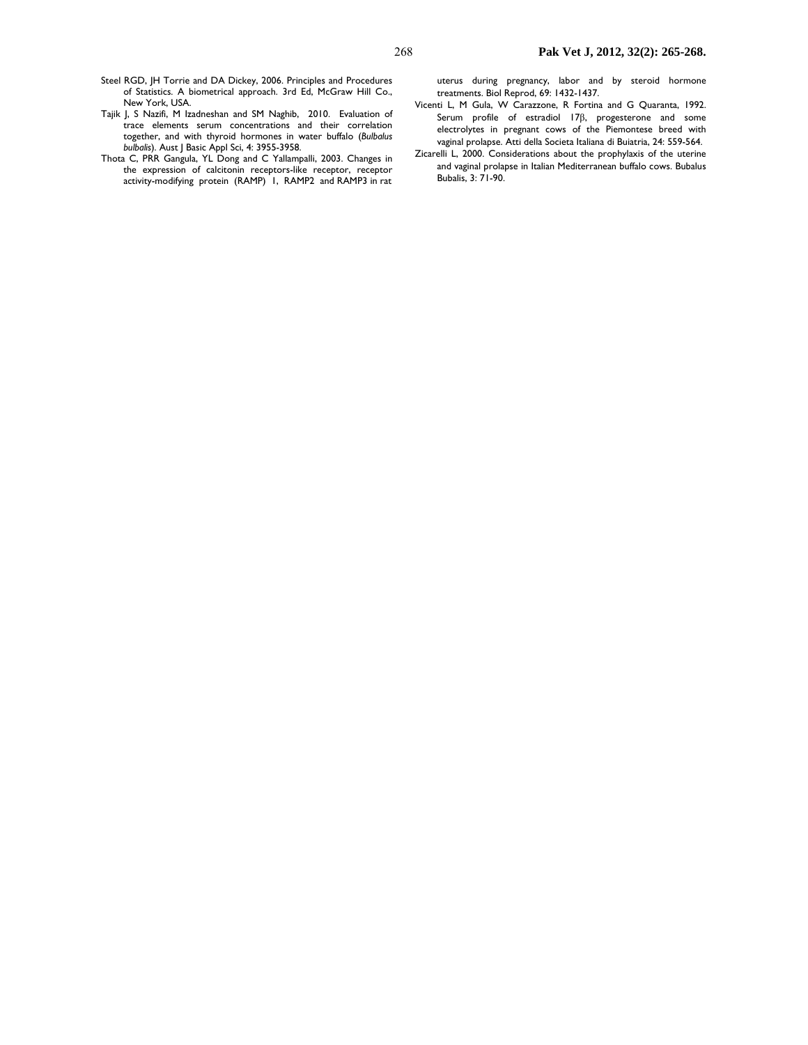Steel RGD, JH Torrie and DA Dickey, 2006. Principles and Procedures of Statistics. A biometrical approach. 3rd Ed, McGraw Hill Co., New York, USA.

Tajik J, S Nazifi, M Izadneshan and SM Naghib, 2010. Evaluation of trace elements serum concentrations and their correlation together, and with thyroid hormones in water buffalo (*Bulbalus bulbalis*). Aust J Basic Appl Sci, 4: 3955-3958.

Thota C, PRR Gangula, YL Dong and C Yallampalli, 2003. Changes in the expression of calcitonin receptors-like receptor, receptor activity-modifying protein (RAMP) 1, RAMP2 and RAMP3 in rat uterus during pregnancy, labor and by steroid hormone treatments. Biol Reprod, 69: 1432-1437.

Vicenti L, M Gula, W Carazzone, R Fortina and G Quaranta, 1992. Serum profile of estradiol 17β, progesterone and some electrolytes in pregnant cows of the Piemontese breed with vaginal prolapse. Atti della Societa Italiana di Buiatria, 24: 559-564.

Zicarelli L, 2000. Considerations about the prophylaxis of the uterine and vaginal prolapse in Italian Mediterranean buffalo cows. Bubalus Bubalis, 3: 71-90.